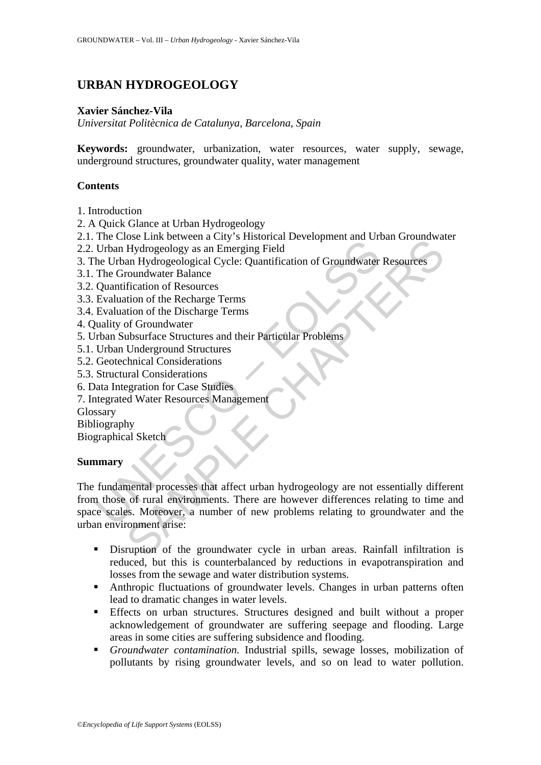# URBAN HYDROGEOLOGY

**Xavier Sánchez-Vila**
*Universitat Politècnica de Catalunya, Barcelona, Spain*

**Keywords:** groundwater, urbanization, water resources, water supply, sewage, underground structures, groundwater quality, water management

## Contents

1. Introduction
2. A Quick Glance at Urban Hydrogeology
2.1. The Close Link between a City's Historical Development and Urban Groundwater
2.2. Urban Hydrogeology as an Emerging Field
3. The Urban Hydrogeological Cycle: Quantification of Groundwater Resources
3.1. The Groundwater Balance
3.2. Quantification of Resources
3.3. Evaluation of the Recharge Terms
3.4. Evaluation of the Discharge Terms
4. Quality of Groundwater
5. Urban Subsurface Structures and their Particular Problems
5.1. Urban Underground Structures
5.2. Geotechnical Considerations
5.3. Structural Considerations
6. Data Integration for Case Studies
7. Integrated Water Resources Management
Glossary
Bibliography
Biographical Sketch

## Summary

The fundamental processes that affect urban hydrogeology are not essentially different from those of rural environments. There are however differences relating to time and space scales. Moreover, a number of new problems relating to groundwater and the urban environment arise:

- Disruption of the groundwater cycle in urban areas. Rainfall infiltration is reduced, but this is counterbalanced by reductions in evapotranspiration and losses from the sewage and water distribution systems.
- Anthropic fluctuations of groundwater levels. Changes in urban patterns often lead to dramatic changes in water levels.
- Effects on urban structures. Structures designed and built without a proper acknowledgement of groundwater are suffering seepage and flooding. Large areas in some cities are suffering subsidence and flooding.
- *Groundwater contamination.* Industrial spills, sewage losses, mobilization of pollutants by rising groundwater levels, and so on lead to water pollution.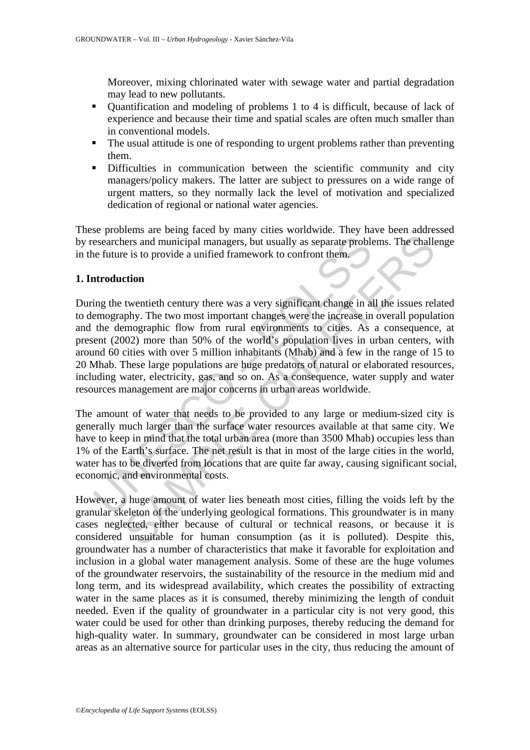Moreover, mixing chlorinated water with sewage water and partial degradation may lead to new pollutants.

- Quantification and modeling of problems 1 to 4 is difficult, because of lack of experience and because their time and spatial scales are often much smaller than in conventional models.
- The usual attitude is one of responding to urgent problems rather than preventing them.
- Difficulties in communication between the scientific community and city managers/policy makers. The latter are subject to pressures on a wide range of urgent matters, so they normally lack the level of motivation and specialized dedication of regional or national water agencies.

These problems are being faced by many cities worldwide. They have been addressed by researchers and municipal managers, but usually as separate problems. The challenge in the future is to provide a unified framework to confront them.

## 1. Introduction

During the twentieth century there was a very significant change in all the issues related to demography. The two most important changes were the increase in overall population and the demographic flow from rural environments to cities. As a consequence, at present (2002) more than 50% of the world's population lives in urban centers, with around 60 cities with over 5 million inhabitants (Mhab) and a few in the range of 15 to 20 Mhab. These large populations are huge predators of natural or elaborated resources, including water, electricity, gas, and so on. As a consequence, water supply and water resources management are major concerns in urban areas worldwide.

The amount of water that needs to be provided to any large or medium-sized city is generally much larger than the surface water resources available at that same city. We have to keep in mind that the total urban area (more than 3500 Mhab) occupies less than 1% of the Earth's surface. The net result is that in most of the large cities in the world, water has to be diverted from locations that are quite far away, causing significant social, economic, and environmental costs.

However, a huge amount of water lies beneath most cities, filling the voids left by the granular skeleton of the underlying geological formations. This groundwater is in many cases neglected, either because of cultural or technical reasons, or because it is considered unsuitable for human consumption (as it is polluted). Despite this, groundwater has a number of characteristics that make it favorable for exploitation and inclusion in a global water management analysis. Some of these are the huge volumes of the groundwater reservoirs, the sustainability of the resource in the medium mid and long term, and its widespread availability, which creates the possibility of extracting water in the same places as it is consumed, thereby minimizing the length of conduit needed. Even if the quality of groundwater in a particular city is not very good, this water could be used for other than drinking purposes, thereby reducing the demand for high-quality water. In summary, groundwater can be considered in most large urban areas as an alternative source for particular uses in the city, thus reducing the amount of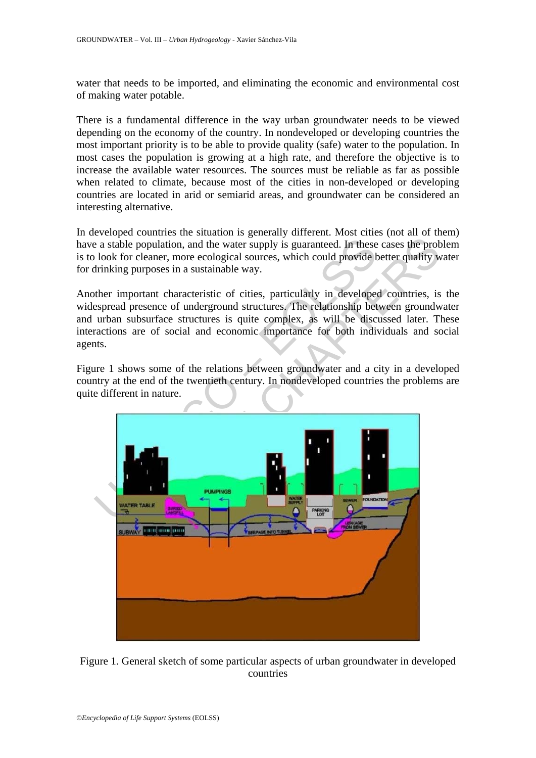water that needs to be imported, and eliminating the economic and environmental cost of making water potable.

There is a fundamental difference in the way urban groundwater needs to be viewed depending on the economy of the country. In nondeveloped or developing countries the most important priority is to be able to provide quality (safe) water to the population. In most cases the population is growing at a high rate, and therefore the objective is to increase the available water resources. The sources must be reliable as far as possible when related to climate, because most of the cities in non-developed or developing countries are located in arid or semiarid areas, and groundwater can be considered an interesting alternative.

In developed countries the situation is generally different. Most cities (not all of them) have a stable population, and the water supply is guaranteed. In these cases the problem is to look for cleaner, more ecological sources, which could provide better quality water for drinking purposes in a sustainable way.

Another important characteristic of cities, particularly in developed countries, is the widespread presence of underground structures. The relationship between groundwater and urban subsurface structures is quite complex, as will be discussed later. These interactions are of social and economic importance for both individuals and social agents.

Figure 1 shows some of the relations between groundwater and a city in a developed country at the end of the twentieth century. In nondeveloped countries the problems are quite different in nature.

Figure 1. General sketch of some particular aspects of urban groundwater in developed countries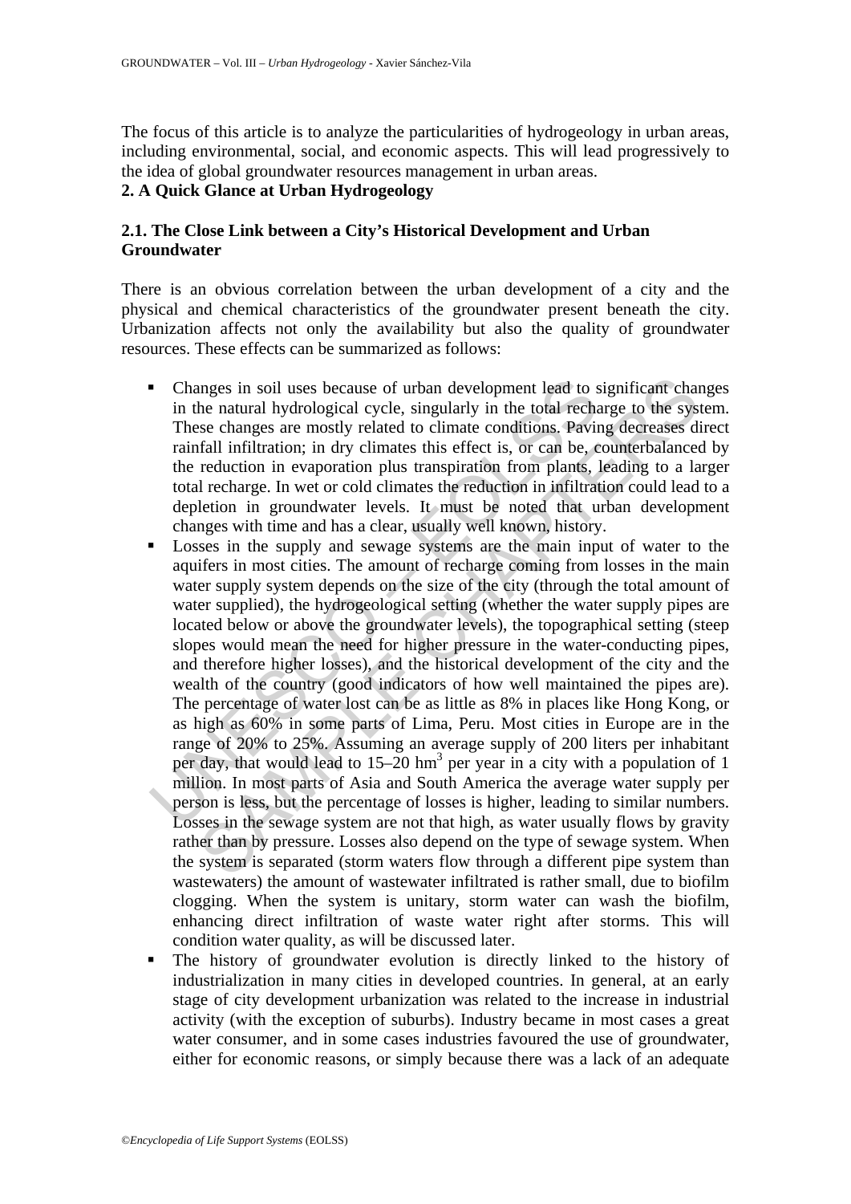The focus of this article is to analyze the particularities of hydrogeology in urban areas, including environmental, social, and economic aspects. This will lead progressively to the idea of global groundwater resources management in urban areas.

## 2. A Quick Glance at Urban Hydrogeology

### 2.1. The Close Link between a City's Historical Development and Urban Groundwater

There is an obvious correlation between the urban development of a city and the physical and chemical characteristics of the groundwater present beneath the city. Urbanization affects not only the availability but also the quality of groundwater resources. These effects can be summarized as follows:

- Changes in soil uses because of urban development lead to significant changes in the natural hydrological cycle, singularly in the total recharge to the system. These changes are mostly related to climate conditions. Paving decreases direct rainfall infiltration; in dry climates this effect is, or can be, counterbalanced by the reduction in evaporation plus transpiration from plants, leading to a larger total recharge. In wet or cold climates the reduction in infiltration could lead to a depletion in groundwater levels. It must be noted that urban development changes with time and has a clear, usually well known, history.
- Losses in the supply and sewage systems are the main input of water to the aquifers in most cities. The amount of recharge coming from losses in the main water supply system depends on the size of the city (through the total amount of water supplied), the hydrogeological setting (whether the water supply pipes are located below or above the groundwater levels), the topographical setting (steep slopes would mean the need for higher pressure in the water-conducting pipes, and therefore higher losses), and the historical development of the city and the wealth of the country (good indicators of how well maintained the pipes are). The percentage of water lost can be as little as 8% in places like Hong Kong, or as high as 60% in some parts of Lima, Peru. Most cities in Europe are in the range of 20% to 25%. Assuming an average supply of 200 liters per inhabitant per day, that would lead to 15–20 $hm^3$ per year in a city with a population of 1 million. In most parts of Asia and South America the average water supply per person is less, but the percentage of losses is higher, leading to similar numbers. Losses in the sewage system are not that high, as water usually flows by gravity rather than by pressure. Losses also depend on the type of sewage system. When the system is separated (storm waters flow through a different pipe system than wastewaters) the amount of wastewater infiltrated is rather small, due to biofilm clogging. When the system is unitary, storm water can wash the biofilm, enhancing direct infiltration of waste water right after storms. This will condition water quality, as will be discussed later.
- The history of groundwater evolution is directly linked to the history of industrialization in many cities in developed countries. In general, at an early stage of city development urbanization was related to the increase in industrial activity (with the exception of suburbs). Industry became in most cases a great water consumer, and in some cases industries favoured the use of groundwater, either for economic reasons, or simply because there was a lack of an adequate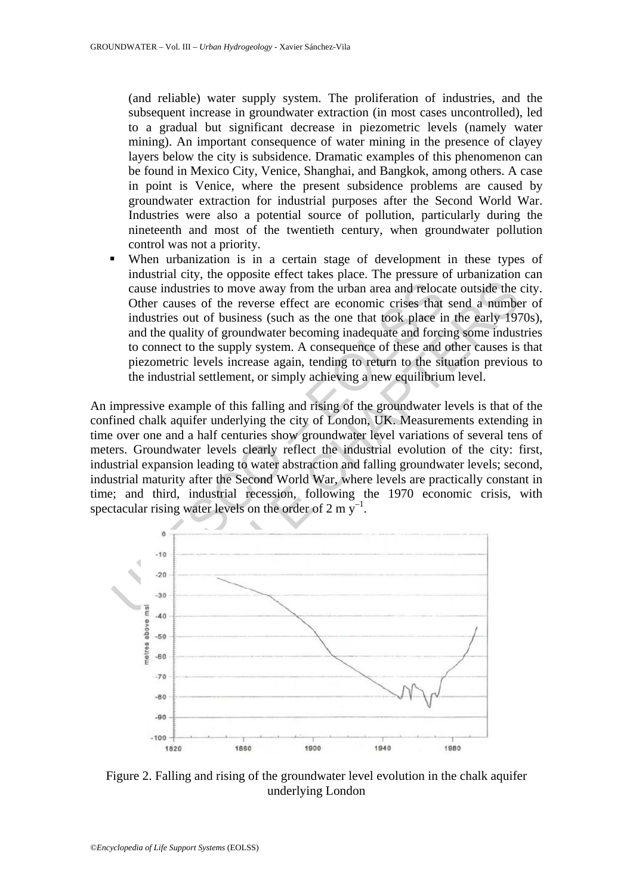(and reliable) water supply system. The proliferation of industries, and the subsequent increase in groundwater extraction (in most cases uncontrolled), led to a gradual but significant decrease in piezometric levels (namely water mining). An important consequence of water mining in the presence of clayey layers below the city is subsidence. Dramatic examples of this phenomenon can be found in Mexico City, Venice, Shanghai, and Bangkok, among others. A case in point is Venice, where the present subsidence problems are caused by groundwater extraction for industrial purposes after the Second World War. Industries were also a potential source of pollution, particularly during the nineteenth and most of the twentieth century, when groundwater pollution control was not a priority.

- When urbanization is in a certain stage of development in these types of industrial city, the opposite effect takes place. The pressure of urbanization can cause industries to move away from the urban area and relocate outside the city. Other causes of the reverse effect are economic crises that send a number of industries out of business (such as the one that took place in the early 1970s), and the quality of groundwater becoming inadequate and forcing some industries to connect to the supply system. A consequence of these and other causes is that piezometric levels increase again, tending to return to the situation previous to the industrial settlement, or simply achieving a new equilibrium level.

An impressive example of this falling and rising of the groundwater levels is that of the confined chalk aquifer underlying the city of London, UK. Measurements extending in time over one and a half centuries show groundwater level variations of several tens of meters. Groundwater levels clearly reflect the industrial evolution of the city: first, industrial expansion leading to water abstraction and falling groundwater levels; second, industrial maturity after the Second World War, where levels are practically constant in time; and third, industrial recession, following the 1970 economic crisis, with spectacular rising water levels on the order of 2 m $y^{-1}$.

Figure 2. Falling and rising of the groundwater level evolution in the chalk aquifer underlying London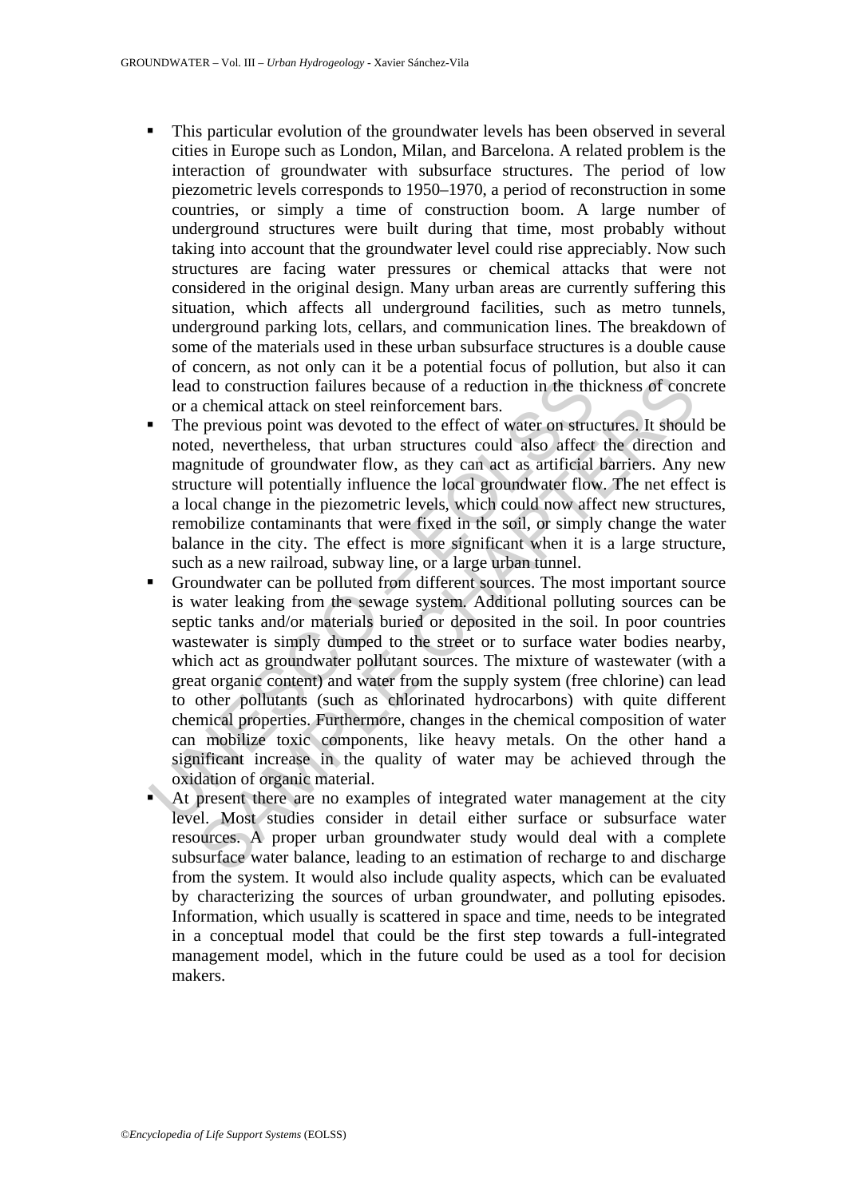- This particular evolution of the groundwater levels has been observed in several cities in Europe such as London, Milan, and Barcelona. A related problem is the interaction of groundwater with subsurface structures. The period of low piezometric levels corresponds to 1950–1970, a period of reconstruction in some countries, or simply a time of construction boom. A large number of underground structures were built during that time, most probably without taking into account that the groundwater level could rise appreciably. Now such structures are facing water pressures or chemical attacks that were not considered in the original design. Many urban areas are currently suffering this situation, which affects all underground facilities, such as metro tunnels, underground parking lots, cellars, and communication lines. The breakdown of some of the materials used in these urban subsurface structures is a double cause of concern, as not only can it be a potential focus of pollution, but also it can lead to construction failures because of a reduction in the thickness of concrete or a chemical attack on steel reinforcement bars.
- The previous point was devoted to the effect of water on structures. It should be noted, nevertheless, that urban structures could also affect the direction and magnitude of groundwater flow, as they can act as artificial barriers. Any new structure will potentially influence the local groundwater flow. The net effect is a local change in the piezometric levels, which could now affect new structures, remobilize contaminants that were fixed in the soil, or simply change the water balance in the city. The effect is more significant when it is a large structure, such as a new railroad, subway line, or a large urban tunnel.
- Groundwater can be polluted from different sources. The most important source is water leaking from the sewage system. Additional polluting sources can be septic tanks and/or materials buried or deposited in the soil. In poor countries wastewater is simply dumped to the street or to surface water bodies nearby, which act as groundwater pollutant sources. The mixture of wastewater (with a great organic content) and water from the supply system (free chlorine) can lead to other pollutants (such as chlorinated hydrocarbons) with quite different chemical properties. Furthermore, changes in the chemical composition of water can mobilize toxic components, like heavy metals. On the other hand a significant increase in the quality of water may be achieved through the oxidation of organic material.
- At present there are no examples of integrated water management at the city level. Most studies consider in detail either surface or subsurface water resources. A proper urban groundwater study would deal with a complete subsurface water balance, leading to an estimation of recharge to and discharge from the system. It would also include quality aspects, which can be evaluated by characterizing the sources of urban groundwater, and polluting episodes. Information, which usually is scattered in space and time, needs to be integrated in a conceptual model that could be the first step towards a full-integrated management model, which in the future could be used as a tool for decision makers.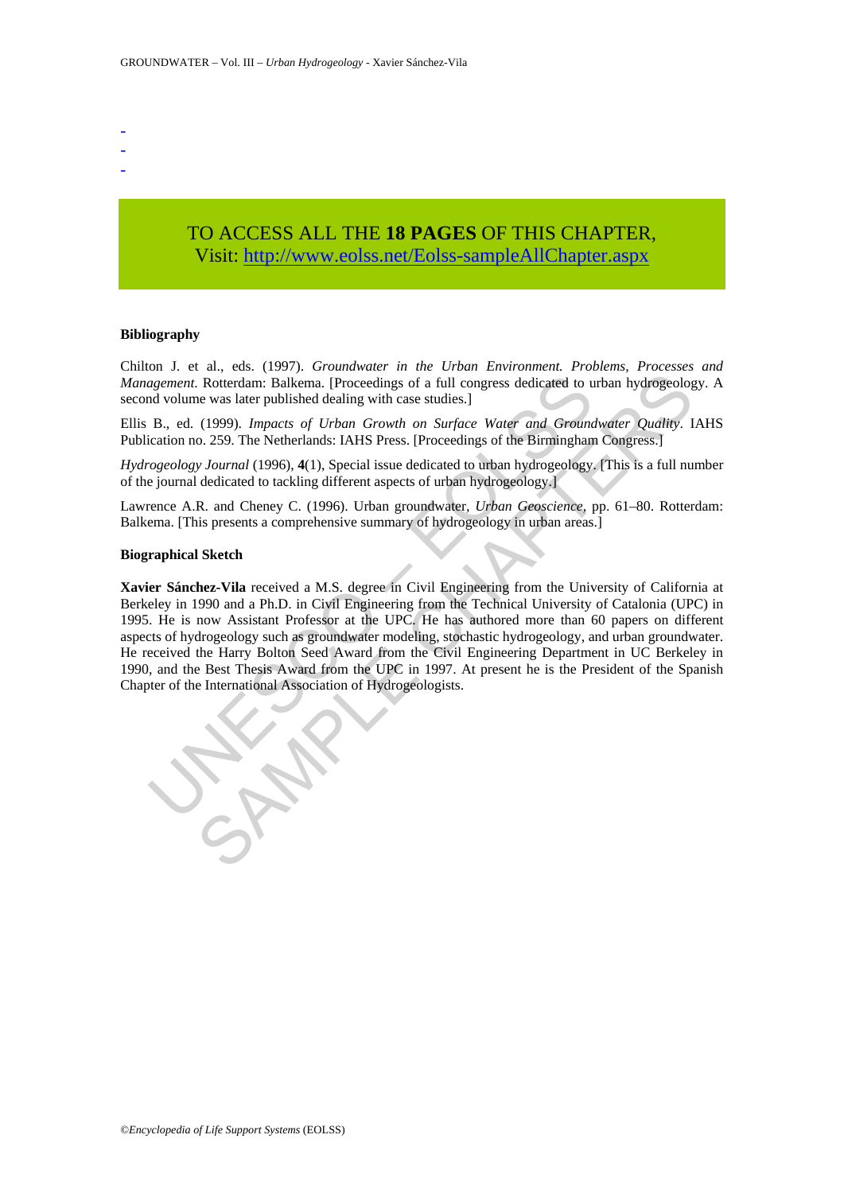-
-
-

TO ACCESS ALL THE **18 PAGES** OF THIS CHAPTER,
Visit: http://www.eolss.net/Eolss-sampleAllChapter.aspx

**Bibliography**

Chilton J. et al., eds. (1997). *Groundwater in the Urban Environment. Problems, Processes and Management*. Rotterdam: Balkema. [Proceedings of a full congress dedicated to urban hydrogeology. A second volume was later published dealing with case studies.]

Ellis B., ed. (1999). *Impacts of Urban Growth on Surface Water and Groundwater Quality*. IAHS Publication no. 259. The Netherlands: IAHS Press. [Proceedings of the Birmingham Congress.]

*Hydrogeology Journal* (1996), **4**(1), Special issue dedicated to urban hydrogeology. [This is a full number of the journal dedicated to tackling different aspects of urban hydrogeology.]

Lawrence A.R. and Cheney C. (1996). Urban groundwater, *Urban Geoscience*, pp. 61–80. Rotterdam: Balkema. [This presents a comprehensive summary of hydrogeology in urban areas.]

**Biographical Sketch**

**Xavier Sánchez-Vila** received a M.S. degree in Civil Engineering from the University of California at Berkeley in 1990 and a Ph.D. in Civil Engineering from the Technical University of Catalonia (UPC) in 1995. He is now Assistant Professor at the UPC. He has authored more than 60 papers on different aspects of hydrogeology such as groundwater modeling, stochastic hydrogeology, and urban groundwater. He received the Harry Bolton Seed Award from the Civil Engineering Department in UC Berkeley in 1990, and the Best Thesis Award from the UPC in 1997. At present he is the President of the Spanish Chapter of the International Association of Hydrogeologists.